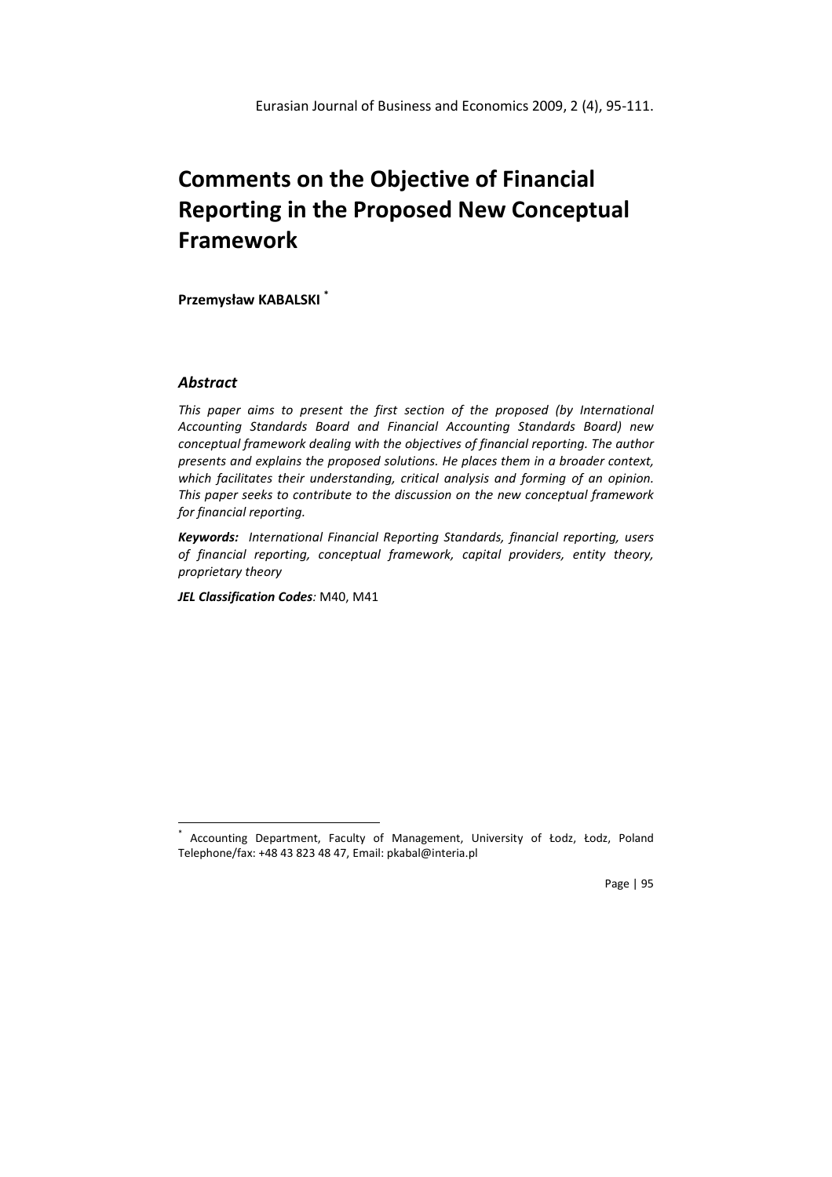# Comments on the Objective of Financial Reporting in the Proposed New Conceptual Framework

**Przemysław KABALSKI** [*]

## *Abstract*

*This paper aims to present the first section of the proposed (by International Accounting Standards Board and Financial Accounting Standards Board) new conceptual framework dealing with the objectives of financial reporting. The author presents and explains the proposed solutions. He places them in a broader context, which facilitates their understanding, critical analysis and forming of an opinion. This paper seeks to contribute to the discussion on the new conceptual framework for financial reporting.*

***Keywords:*** *International Financial Reporting Standards, financial reporting, users of financial reporting, conceptual framework, capital providers, entity theory, proprietary theory*

***JEL Classification Codes****:* M40, M41

---

[*] Accounting Department, Faculty of Management, University of Łodz, Łodz, Poland Telephone/fax: +48 43 823 48 47, Email: pkabal@interia.pl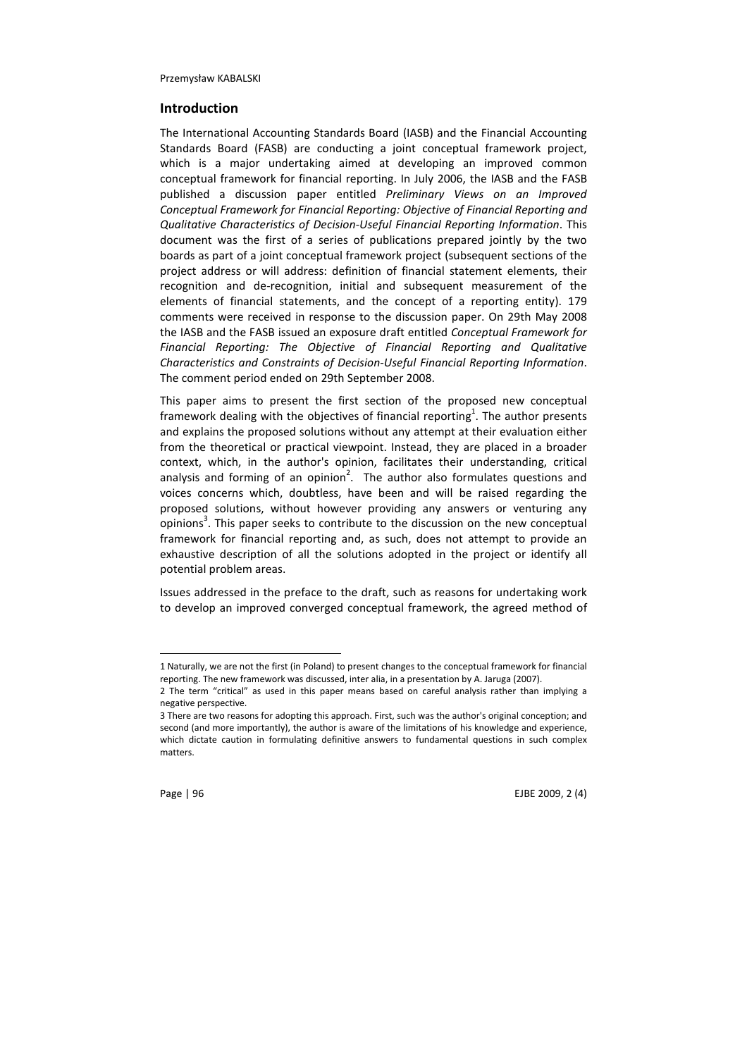## Introduction

The International Accounting Standards Board (IASB) and the Financial Accounting Standards Board (FASB) are conducting a joint conceptual framework project, which is a major undertaking aimed at developing an improved common conceptual framework for financial reporting. In July 2006, the IASB and the FASB published a discussion paper entitled *Preliminary Views on an Improved Conceptual Framework for Financial Reporting: Objective of Financial Reporting and Qualitative Characteristics of Decision-Useful Financial Reporting Information*. This document was the first of a series of publications prepared jointly by the two boards as part of a joint conceptual framework project (subsequent sections of the project address or will address: definition of financial statement elements, their recognition and de-recognition, initial and subsequent measurement of the elements of financial statements, and the concept of a reporting entity). 179 comments were received in response to the discussion paper. On 29th May 2008 the IASB and the FASB issued an exposure draft entitled *Conceptual Framework for Financial Reporting: The Objective of Financial Reporting and Qualitative Characteristics and Constraints of Decision-Useful Financial Reporting Information*. The comment period ended on 29th September 2008.

This paper aims to present the first section of the proposed new conceptual framework dealing with the objectives of financial reporting[1]. The author presents and explains the proposed solutions without any attempt at their evaluation either from the theoretical or practical viewpoint. Instead, they are placed in a broader context, which, in the author's opinion, facilitates their understanding, critical analysis and forming of an opinion[2]. The author also formulates questions and voices concerns which, doubtless, have been and will be raised regarding the proposed solutions, without however providing any answers or venturing any opinions[3]. This paper seeks to contribute to the discussion on the new conceptual framework for financial reporting and, as such, does not attempt to provide an exhaustive description of all the solutions adopted in the project or identify all potential problem areas.

Issues addressed in the preface to the draft, such as reasons for undertaking work to develop an improved converged conceptual framework, the agreed method of

---

1 Naturally, we are not the first (in Poland) to present changes to the conceptual framework for financial reporting. The new framework was discussed, inter alia, in a presentation by A. Jaruga (2007).

2 The term "critical" as used in this paper means based on careful analysis rather than implying a negative perspective.

3 There are two reasons for adopting this approach. First, such was the author's original conception; and second (and more importantly), the author is aware of the limitations of his knowledge and experience, which dictate caution in formulating definitive answers to fundamental questions in such complex matters.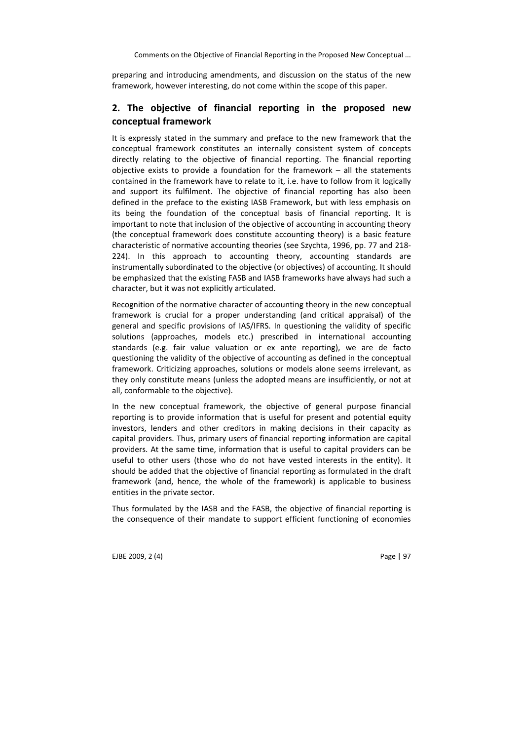preparing and introducing amendments, and discussion on the status of the new framework, however interesting, do not come within the scope of this paper.

## 2. The objective of financial reporting in the proposed new conceptual framework

It is expressly stated in the summary and preface to the new framework that the conceptual framework constitutes an internally consistent system of concepts directly relating to the objective of financial reporting. The financial reporting objective exists to provide a foundation for the framework – all the statements contained in the framework have to relate to it, i.e. have to follow from it logically and support its fulfilment. The objective of financial reporting has also been defined in the preface to the existing IASB Framework, but with less emphasis on its being the foundation of the conceptual basis of financial reporting. It is important to note that inclusion of the objective of accounting in accounting theory (the conceptual framework does constitute accounting theory) is a basic feature characteristic of normative accounting theories (see Szychta, 1996, pp. 77 and 218-224). In this approach to accounting theory, accounting standards are instrumentally subordinated to the objective (or objectives) of accounting. It should be emphasized that the existing FASB and IASB frameworks have always had such a character, but it was not explicitly articulated.

Recognition of the normative character of accounting theory in the new conceptual framework is crucial for a proper understanding (and critical appraisal) of the general and specific provisions of IAS/IFRS. In questioning the validity of specific solutions (approaches, models etc.) prescribed in international accounting standards (e.g. fair value valuation or ex ante reporting), we are de facto questioning the validity of the objective of accounting as defined in the conceptual framework. Criticizing approaches, solutions or models alone seems irrelevant, as they only constitute means (unless the adopted means are insufficiently, or not at all, conformable to the objective).

In the new conceptual framework, the objective of general purpose financial reporting is to provide information that is useful for present and potential equity investors, lenders and other creditors in making decisions in their capacity as capital providers. Thus, primary users of financial reporting information are capital providers. At the same time, information that is useful to capital providers can be useful to other users (those who do not have vested interests in the entity). It should be added that the objective of financial reporting as formulated in the draft framework (and, hence, the whole of the framework) is applicable to business entities in the private sector.

Thus formulated by the IASB and the FASB, the objective of financial reporting is the consequence of their mandate to support efficient functioning of economies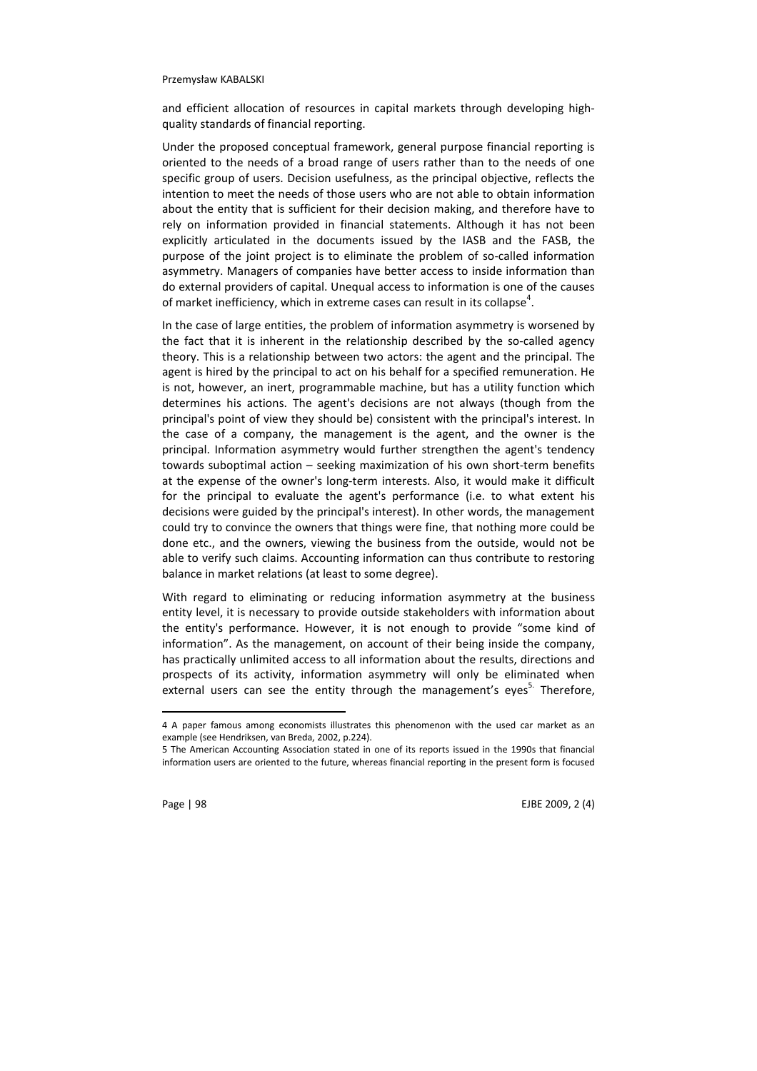and efficient allocation of resources in capital markets through developing high-quality standards of financial reporting.

Under the proposed conceptual framework, general purpose financial reporting is oriented to the needs of a broad range of users rather than to the needs of one specific group of users. Decision usefulness, as the principal objective, reflects the intention to meet the needs of those users who are not able to obtain information about the entity that is sufficient for their decision making, and therefore have to rely on information provided in financial statements. Although it has not been explicitly articulated in the documents issued by the IASB and the FASB, the purpose of the joint project is to eliminate the problem of so-called information asymmetry. Managers of companies have better access to inside information than do external providers of capital. Unequal access to information is one of the causes of market inefficiency, which in extreme cases can result in its collapse[4].

In the case of large entities, the problem of information asymmetry is worsened by the fact that it is inherent in the relationship described by the so-called agency theory. This is a relationship between two actors: the agent and the principal. The agent is hired by the principal to act on his behalf for a specified remuneration. He is not, however, an inert, programmable machine, but has a utility function which determines his actions. The agent's decisions are not always (though from the principal's point of view they should be) consistent with the principal's interest. In the case of a company, the management is the agent, and the owner is the principal. Information asymmetry would further strengthen the agent's tendency towards suboptimal action – seeking maximization of his own short-term benefits at the expense of the owner's long-term interests. Also, it would make it difficult for the principal to evaluate the agent's performance (i.e. to what extent his decisions were guided by the principal's interest). In other words, the management could try to convince the owners that things were fine, that nothing more could be done etc., and the owners, viewing the business from the outside, would not be able to verify such claims. Accounting information can thus contribute to restoring balance in market relations (at least to some degree).

With regard to eliminating or reducing information asymmetry at the business entity level, it is necessary to provide outside stakeholders with information about the entity's performance. However, it is not enough to provide "some kind of information". As the management, on account of their being inside the company, has practically unlimited access to all information about the results, directions and prospects of its activity, information asymmetry will only be eliminated when external users can see the entity through the management's eyes[5]. Therefore,

---

4 A paper famous among economists illustrates this phenomenon with the used car market as an example (see Hendriksen, van Breda, 2002, p.224).

5 The American Accounting Association stated in one of its reports issued in the 1990s that financial information users are oriented to the future, whereas financial reporting in the present form is focused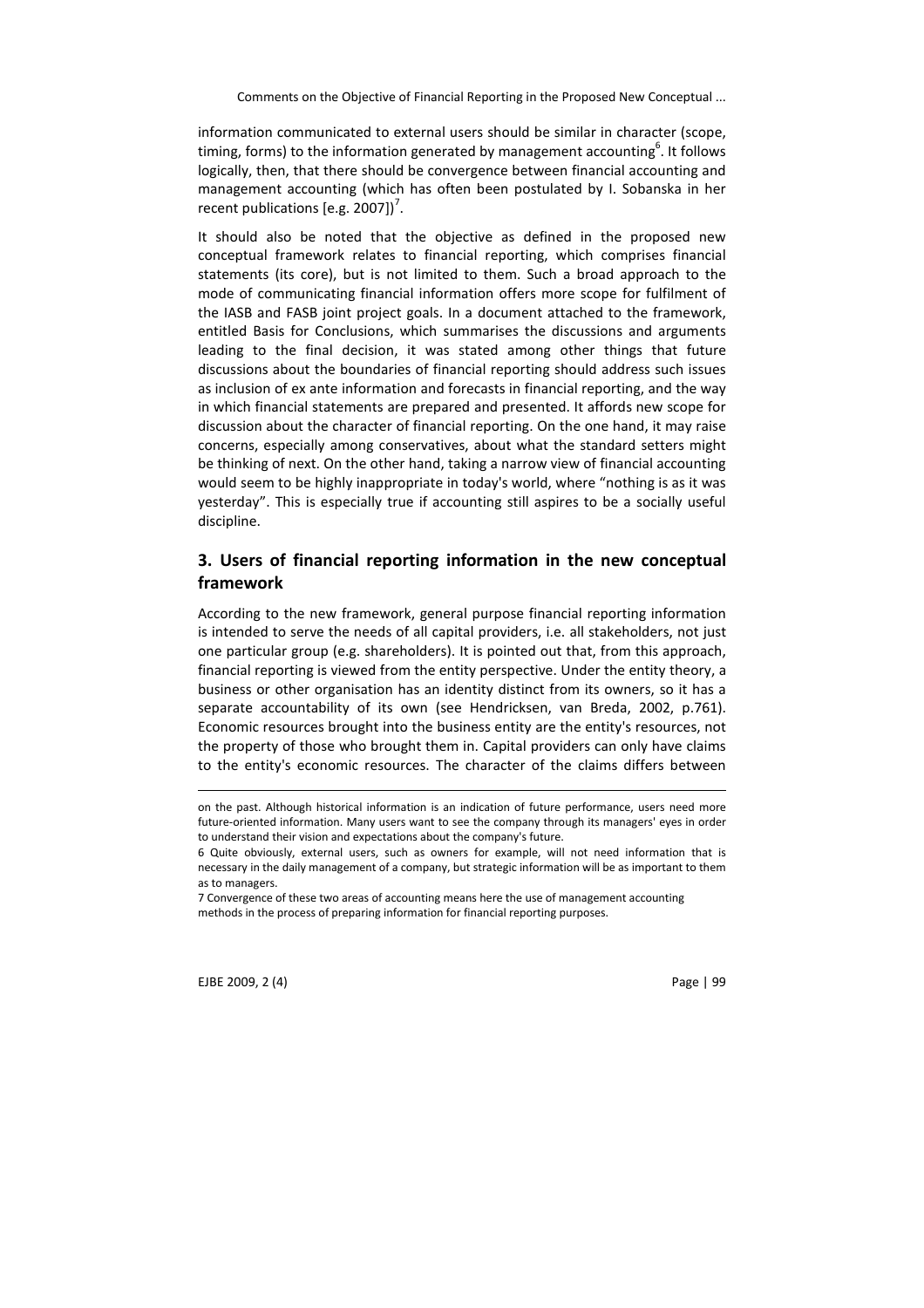information communicated to external users should be similar in character (scope, timing, forms) to the information generated by management accounting[6]. It follows logically, then, that there should be convergence between financial accounting and management accounting (which has often been postulated by I. Sobanska in her recent publications [e.g. 2007])[7].

It should also be noted that the objective as defined in the proposed new conceptual framework relates to financial reporting, which comprises financial statements (its core), but is not limited to them. Such a broad approach to the mode of communicating financial information offers more scope for fulfilment of the IASB and FASB joint project goals. In a document attached to the framework, entitled Basis for Conclusions, which summarises the discussions and arguments leading to the final decision, it was stated among other things that future discussions about the boundaries of financial reporting should address such issues as inclusion of ex ante information and forecasts in financial reporting, and the way in which financial statements are prepared and presented. It affords new scope for discussion about the character of financial reporting. On the one hand, it may raise concerns, especially among conservatives, about what the standard setters might be thinking of next. On the other hand, taking a narrow view of financial accounting would seem to be highly inappropriate in today's world, where "nothing is as it was yesterday". This is especially true if accounting still aspires to be a socially useful discipline.

## 3. Users of financial reporting information in the new conceptual framework

According to the new framework, general purpose financial reporting information is intended to serve the needs of all capital providers, i.e. all stakeholders, not just one particular group (e.g. shareholders). It is pointed out that, from this approach, financial reporting is viewed from the entity perspective. Under the entity theory, a business or other organisation has an identity distinct from its owners, so it has a separate accountability of its own (see Hendricksen, van Breda, 2002, p.761). Economic resources brought into the business entity are the entity's resources, not the property of those who brought them in. Capital providers can only have claims to the entity's economic resources. The character of the claims differs between

---

on the past. Although historical information is an indication of future performance, users need more future-oriented information. Many users want to see the company through its managers' eyes in order to understand their vision and expectations about the company's future.

6 Quite obviously, external users, such as owners for example, will not need information that is necessary in the daily management of a company, but strategic information will be as important to them as to managers.

7 Convergence of these two areas of accounting means here the use of management accounting methods in the process of preparing information for financial reporting purposes.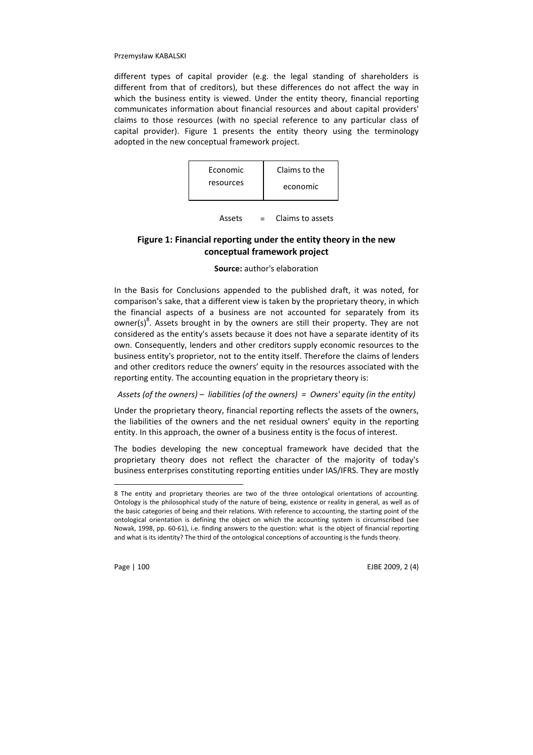different types of capital provider (e.g. the legal standing of shareholders is different from that of creditors), but these differences do not affect the way in which the business entity is viewed. Under the entity theory, financial reporting communicates information about financial resources and about capital providers' claims to those resources (with no special reference to any particular class of capital provider). Figure 1 presents the entity theory using the terminology adopted in the new conceptual framework project.

| Economic resources | Claims to the economic |
|---|---|

Assets = Claims to assets

**Figure 1: Financial reporting under the entity theory in the new conceptual framework project**

**Source:** author's elaboration

In the Basis for Conclusions appended to the published draft, it was noted, for comparison's sake, that a different view is taken by the proprietary theory, in which the financial aspects of a business are not accounted for separately from its owner(s)[8]. Assets brought in by the owners are still their property. They are not considered as the entity's assets because it does not have a separate identity of its own. Consequently, lenders and other creditors supply economic resources to the business entity's proprietor, not to the entity itself. Therefore the claims of lenders and other creditors reduce the owners' equity in the resources associated with the reporting entity. The accounting equation in the proprietary theory is:

*Assets (of the owners) – liabilities (of the owners) = Owners' equity (in the entity)*

Under the proprietary theory, financial reporting reflects the assets of the owners, the liabilities of the owners and the net residual owners' equity in the reporting entity. In this approach, the owner of a business entity is the focus of interest.

The bodies developing the new conceptual framework have decided that the proprietary theory does not reflect the character of the majority of today's business enterprises constituting reporting entities under IAS/IFRS. They are mostly

---

8 The entity and proprietary theories are two of the three ontological orientations of accounting. Ontology is the philosophical study of the nature of being, existence or reality in general, as well as of the basic categories of being and their relations. With reference to accounting, the starting point of the ontological orientation is defining the object on which the accounting system is circumscribed (see Nowak, 1998, pp. 60-61), i.e. finding answers to the question: what is the object of financial reporting and what is its identity? The third of the ontological conceptions of accounting is the funds theory.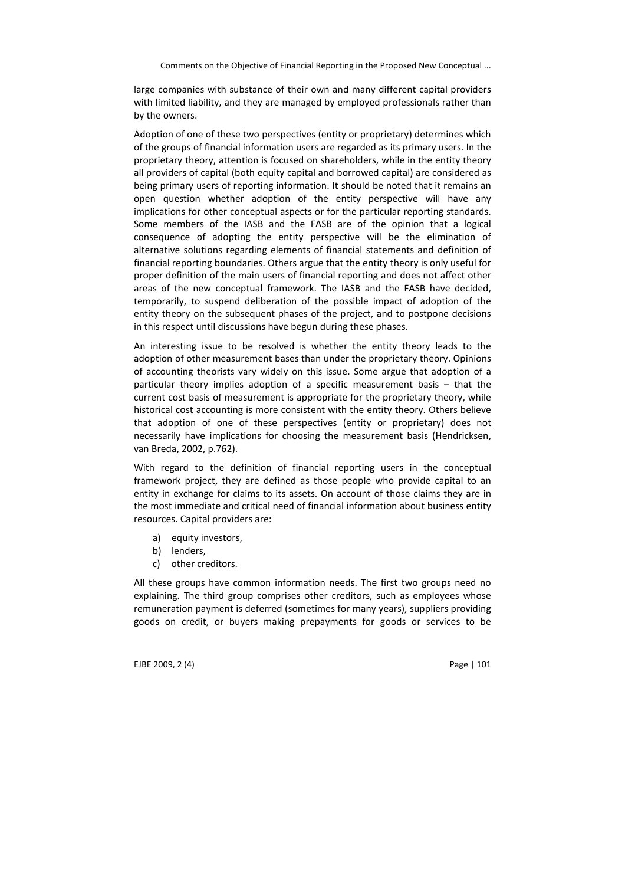large companies with substance of their own and many different capital providers with limited liability, and they are managed by employed professionals rather than by the owners.

Adoption of one of these two perspectives (entity or proprietary) determines which of the groups of financial information users are regarded as its primary users. In the proprietary theory, attention is focused on shareholders, while in the entity theory all providers of capital (both equity capital and borrowed capital) are considered as being primary users of reporting information. It should be noted that it remains an open question whether adoption of the entity perspective will have any implications for other conceptual aspects or for the particular reporting standards. Some members of the IASB and the FASB are of the opinion that a logical consequence of adopting the entity perspective will be the elimination of alternative solutions regarding elements of financial statements and definition of financial reporting boundaries. Others argue that the entity theory is only useful for proper definition of the main users of financial reporting and does not affect other areas of the new conceptual framework. The IASB and the FASB have decided, temporarily, to suspend deliberation of the possible impact of adoption of the entity theory on the subsequent phases of the project, and to postpone decisions in this respect until discussions have begun during these phases.

An interesting issue to be resolved is whether the entity theory leads to the adoption of other measurement bases than under the proprietary theory. Opinions of accounting theorists vary widely on this issue. Some argue that adoption of a particular theory implies adoption of a specific measurement basis – that the current cost basis of measurement is appropriate for the proprietary theory, while historical cost accounting is more consistent with the entity theory. Others believe that adoption of one of these perspectives (entity or proprietary) does not necessarily have implications for choosing the measurement basis (Hendricksen, van Breda, 2002, p.762).

With regard to the definition of financial reporting users in the conceptual framework project, they are defined as those people who provide capital to an entity in exchange for claims to its assets. On account of those claims they are in the most immediate and critical need of financial information about business entity resources. Capital providers are:

a) equity investors,
b) lenders,
c) other creditors.

All these groups have common information needs. The first two groups need no explaining. The third group comprises other creditors, such as employees whose remuneration payment is deferred (sometimes for many years), suppliers providing goods on credit, or buyers making prepayments for goods or services to be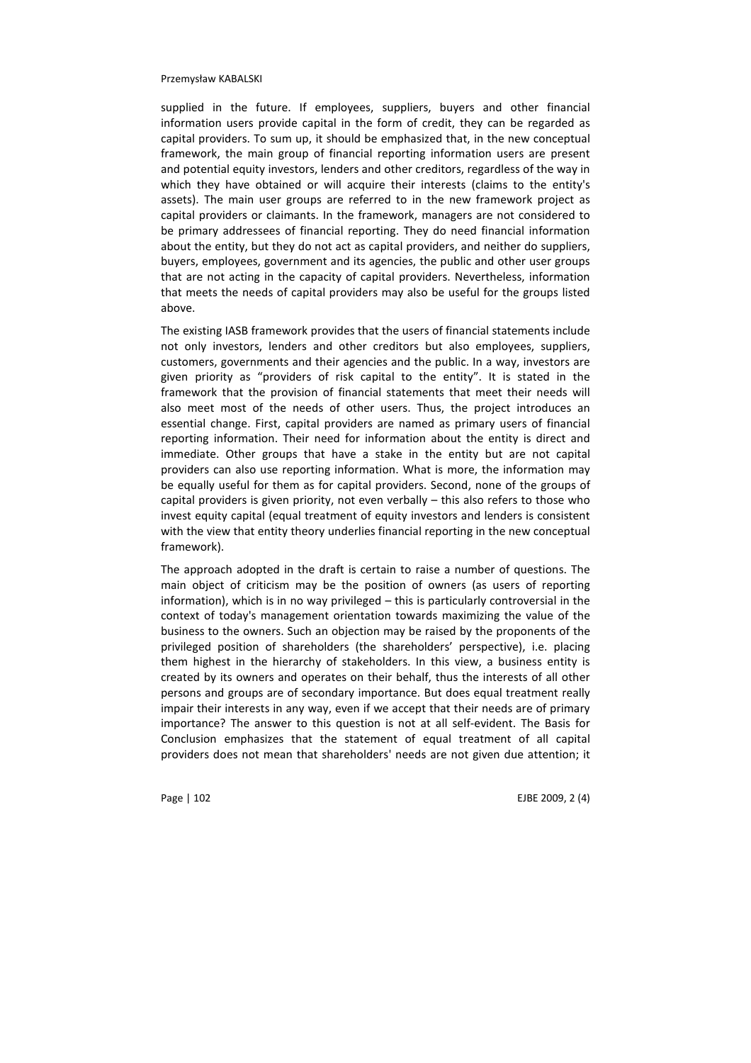supplied in the future. If employees, suppliers, buyers and other financial information users provide capital in the form of credit, they can be regarded as capital providers. To sum up, it should be emphasized that, in the new conceptual framework, the main group of financial reporting information users are present and potential equity investors, lenders and other creditors, regardless of the way in which they have obtained or will acquire their interests (claims to the entity's assets). The main user groups are referred to in the new framework project as capital providers or claimants. In the framework, managers are not considered to be primary addressees of financial reporting. They do need financial information about the entity, but they do not act as capital providers, and neither do suppliers, buyers, employees, government and its agencies, the public and other user groups that are not acting in the capacity of capital providers. Nevertheless, information that meets the needs of capital providers may also be useful for the groups listed above.

The existing IASB framework provides that the users of financial statements include not only investors, lenders and other creditors but also employees, suppliers, customers, governments and their agencies and the public. In a way, investors are given priority as "providers of risk capital to the entity". It is stated in the framework that the provision of financial statements that meet their needs will also meet most of the needs of other users. Thus, the project introduces an essential change. First, capital providers are named as primary users of financial reporting information. Their need for information about the entity is direct and immediate. Other groups that have a stake in the entity but are not capital providers can also use reporting information. What is more, the information may be equally useful for them as for capital providers. Second, none of the groups of capital providers is given priority, not even verbally – this also refers to those who invest equity capital (equal treatment of equity investors and lenders is consistent with the view that entity theory underlies financial reporting in the new conceptual framework).

The approach adopted in the draft is certain to raise a number of questions. The main object of criticism may be the position of owners (as users of reporting information), which is in no way privileged – this is particularly controversial in the context of today's management orientation towards maximizing the value of the business to the owners. Such an objection may be raised by the proponents of the privileged position of shareholders (the shareholders' perspective), i.e. placing them highest in the hierarchy of stakeholders. In this view, a business entity is created by its owners and operates on their behalf, thus the interests of all other persons and groups are of secondary importance. But does equal treatment really impair their interests in any way, even if we accept that their needs are of primary importance? The answer to this question is not at all self-evident. The Basis for Conclusion emphasizes that the statement of equal treatment of all capital providers does not mean that shareholders' needs are not given due attention; it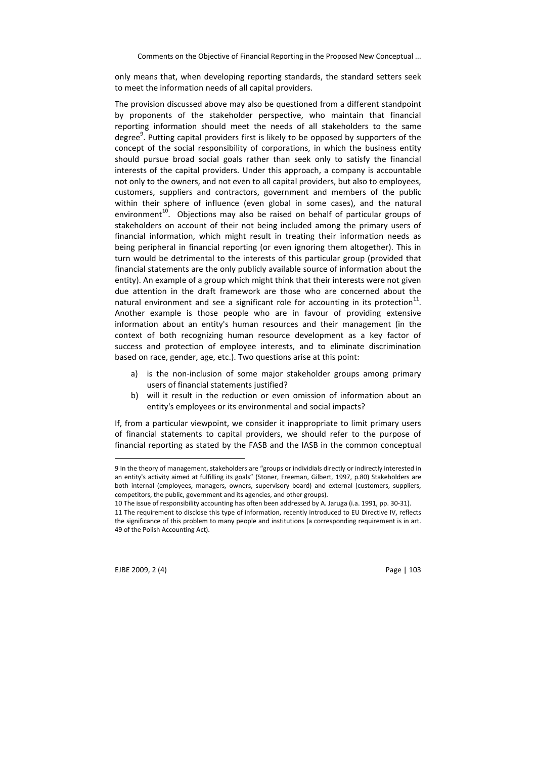only means that, when developing reporting standards, the standard setters seek to meet the information needs of all capital providers.

The provision discussed above may also be questioned from a different standpoint by proponents of the stakeholder perspective, who maintain that financial reporting information should meet the needs of all stakeholders to the same degree[9]. Putting capital providers first is likely to be opposed by supporters of the concept of the social responsibility of corporations, in which the business entity should pursue broad social goals rather than seek only to satisfy the financial interests of the capital providers. Under this approach, a company is accountable not only to the owners, and not even to all capital providers, but also to employees, customers, suppliers and contractors, government and members of the public within their sphere of influence (even global in some cases), and the natural environment[10]. Objections may also be raised on behalf of particular groups of stakeholders on account of their not being included among the primary users of financial information, which might result in treating their information needs as being peripheral in financial reporting (or even ignoring them altogether). This in turn would be detrimental to the interests of this particular group (provided that financial statements are the only publicly available source of information about the entity). An example of a group which might think that their interests were not given due attention in the draft framework are those who are concerned about the natural environment and see a significant role for accounting in its protection[11]. Another example is those people who are in favour of providing extensive information about an entity's human resources and their management (in the context of both recognizing human resource development as a key factor of success and protection of employee interests, and to eliminate discrimination based on race, gender, age, etc.). Two questions arise at this point:

a) is the non-inclusion of some major stakeholder groups among primary users of financial statements justified?
b) will it result in the reduction or even omission of information about an entity's employees or its environmental and social impacts?

If, from a particular viewpoint, we consider it inappropriate to limit primary users of financial statements to capital providers, we should refer to the purpose of financial reporting as stated by the FASB and the IASB in the common conceptual

---

9 In the theory of management, stakeholders are "groups or individials directly or indirectly interested in an entity's activity aimed at fulfilling its goals" (Stoner, Freeman, Gilbert, 1997, p.80) Stakeholders are both internal (employees, managers, owners, supervisory board) and external (customers, suppliers, competitors, the public, government and its agencies, and other groups).

10 The issue of responsibility accounting has often been addressed by A. Jaruga (i.a. 1991, pp. 30-31).

11 The requirement to disclose this type of information, recently introduced to EU Directive IV, reflects the significance of this problem to many people and institutions (a corresponding requirement is in art. 49 of the Polish Accounting Act).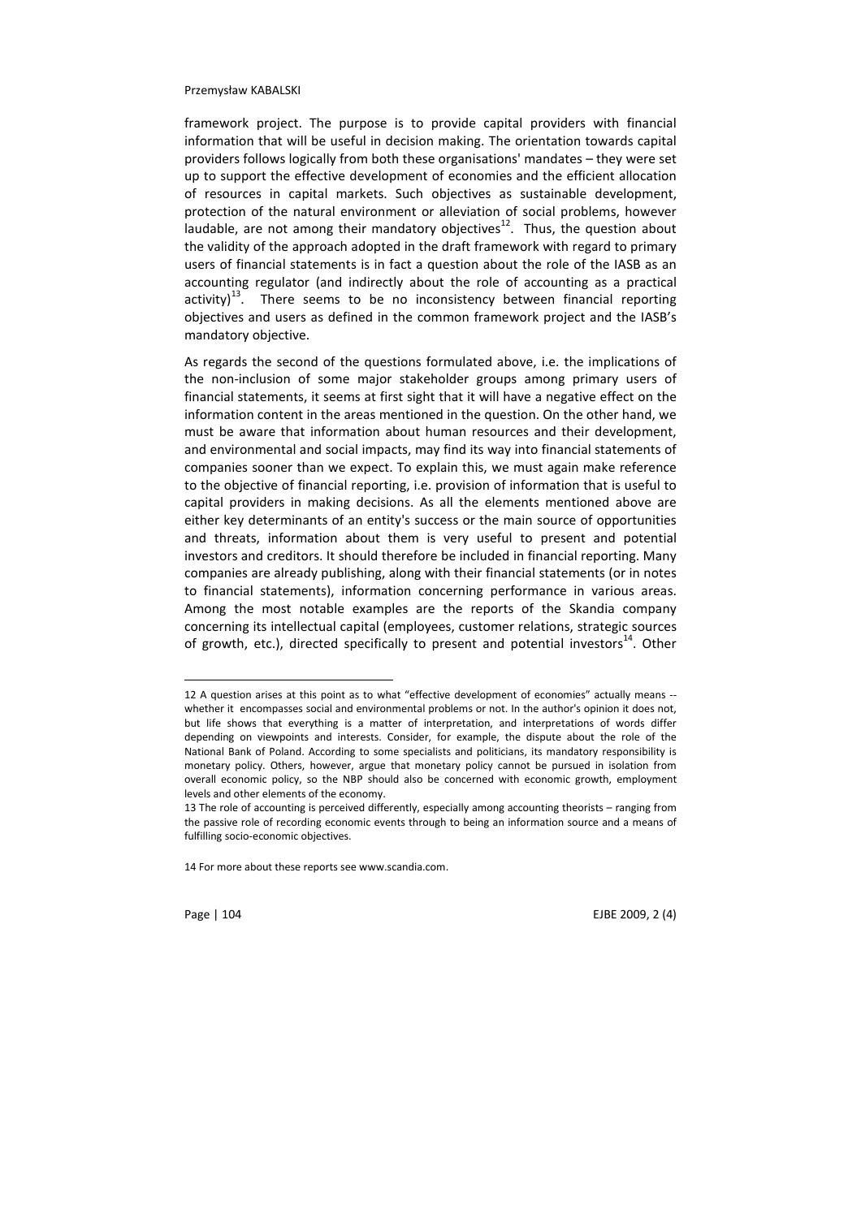framework project. The purpose is to provide capital providers with financial information that will be useful in decision making. The orientation towards capital providers follows logically from both these organisations' mandates – they were set up to support the effective development of economies and the efficient allocation of resources in capital markets. Such objectives as sustainable development, protection of the natural environment or alleviation of social problems, however laudable, are not among their mandatory objectives[12]. Thus, the question about the validity of the approach adopted in the draft framework with regard to primary users of financial statements is in fact a question about the role of the IASB as an accounting regulator (and indirectly about the role of accounting as a practical activity)[13]. There seems to be no inconsistency between financial reporting objectives and users as defined in the common framework project and the IASB's mandatory objective.

As regards the second of the questions formulated above, i.e. the implications of the non-inclusion of some major stakeholder groups among primary users of financial statements, it seems at first sight that it will have a negative effect on the information content in the areas mentioned in the question. On the other hand, we must be aware that information about human resources and their development, and environmental and social impacts, may find its way into financial statements of companies sooner than we expect. To explain this, we must again make reference to the objective of financial reporting, i.e. provision of information that is useful to capital providers in making decisions. As all the elements mentioned above are either key determinants of an entity's success or the main source of opportunities and threats, information about them is very useful to present and potential investors and creditors. It should therefore be included in financial reporting. Many companies are already publishing, along with their financial statements (or in notes to financial statements), information concerning performance in various areas. Among the most notable examples are the reports of the Skandia company concerning its intellectual capital (employees, customer relations, strategic sources of growth, etc.), directed specifically to present and potential investors[14]. Other

---

12 A question arises at this point as to what "effective development of economies" actually means -- whether it encompasses social and environmental problems or not. In the author's opinion it does not, but life shows that everything is a matter of interpretation, and interpretations of words differ depending on viewpoints and interests. Consider, for example, the dispute about the role of the National Bank of Poland. According to some specialists and politicians, its mandatory responsibility is monetary policy. Others, however, argue that monetary policy cannot be pursued in isolation from overall economic policy, so the NBP should also be concerned with economic growth, employment levels and other elements of the economy.

13 The role of accounting is perceived differently, especially among accounting theorists – ranging from the passive role of recording economic events through to being an information source and a means of fulfilling socio-economic objectives.

14 For more about these reports see www.scandia.com.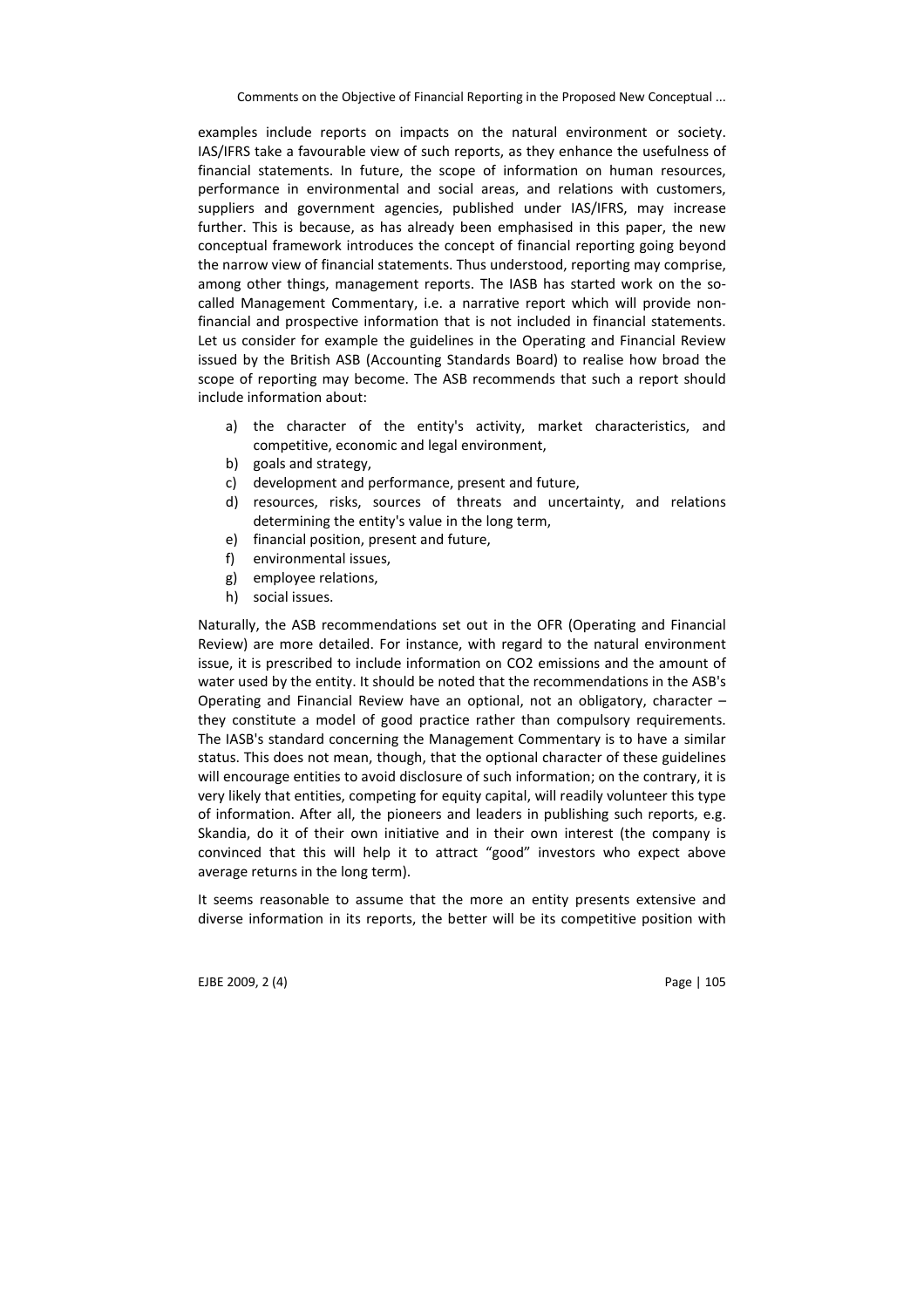examples include reports on impacts on the natural environment or society. IAS/IFRS take a favourable view of such reports, as they enhance the usefulness of financial statements. In future, the scope of information on human resources, performance in environmental and social areas, and relations with customers, suppliers and government agencies, published under IAS/IFRS, may increase further. This is because, as has already been emphasised in this paper, the new conceptual framework introduces the concept of financial reporting going beyond the narrow view of financial statements. Thus understood, reporting may comprise, among other things, management reports. The IASB has started work on the so-called Management Commentary, i.e. a narrative report which will provide non-financial and prospective information that is not included in financial statements. Let us consider for example the guidelines in the Operating and Financial Review issued by the British ASB (Accounting Standards Board) to realise how broad the scope of reporting may become. The ASB recommends that such a report should include information about:

a) the character of the entity's activity, market characteristics, and competitive, economic and legal environment,
b) goals and strategy,
c) development and performance, present and future,
d) resources, risks, sources of threats and uncertainty, and relations determining the entity's value in the long term,
e) financial position, present and future,
f) environmental issues,
g) employee relations,
h) social issues.

Naturally, the ASB recommendations set out in the OFR (Operating and Financial Review) are more detailed. For instance, with regard to the natural environment issue, it is prescribed to include information on $CO_2$ emissions and the amount of water used by the entity. It should be noted that the recommendations in the ASB's Operating and Financial Review have an optional, not an obligatory, character – they constitute a model of good practice rather than compulsory requirements. The IASB's standard concerning the Management Commentary is to have a similar status. This does not mean, though, that the optional character of these guidelines will encourage entities to avoid disclosure of such information; on the contrary, it is very likely that entities, competing for equity capital, will readily volunteer this type of information. After all, the pioneers and leaders in publishing such reports, e.g. Skandia, do it of their own initiative and in their own interest (the company is convinced that this will help it to attract "good" investors who expect above average returns in the long term).

It seems reasonable to assume that the more an entity presents extensive and diverse information in its reports, the better will be its competitive position with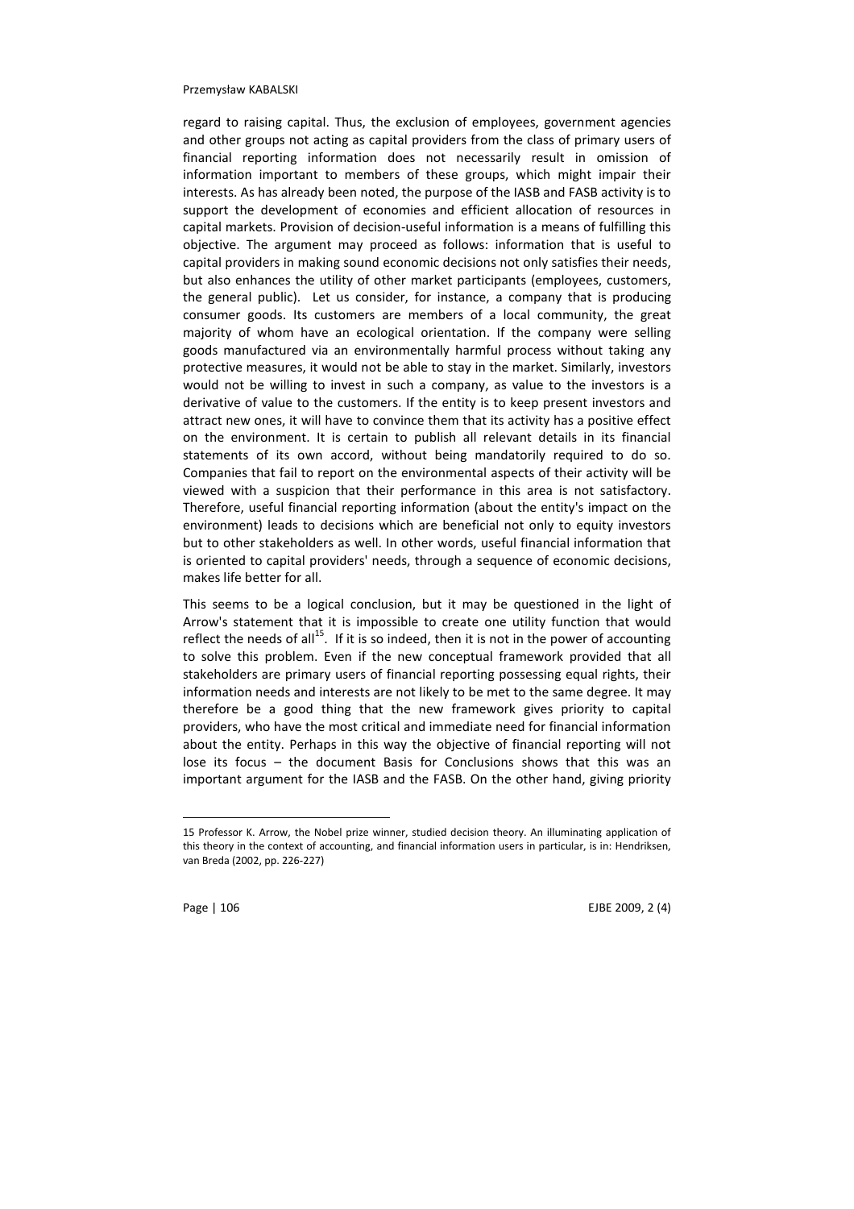regard to raising capital. Thus, the exclusion of employees, government agencies and other groups not acting as capital providers from the class of primary users of financial reporting information does not necessarily result in omission of information important to members of these groups, which might impair their interests. As has already been noted, the purpose of the IASB and FASB activity is to support the development of economies and efficient allocation of resources in capital markets. Provision of decision-useful information is a means of fulfilling this objective. The argument may proceed as follows: information that is useful to capital providers in making sound economic decisions not only satisfies their needs, but also enhances the utility of other market participants (employees, customers, the general public). Let us consider, for instance, a company that is producing consumer goods. Its customers are members of a local community, the great majority of whom have an ecological orientation. If the company were selling goods manufactured via an environmentally harmful process without taking any protective measures, it would not be able to stay in the market. Similarly, investors would not be willing to invest in such a company, as value to the investors is a derivative of value to the customers. If the entity is to keep present investors and attract new ones, it will have to convince them that its activity has a positive effect on the environment. It is certain to publish all relevant details in its financial statements of its own accord, without being mandatorily required to do so. Companies that fail to report on the environmental aspects of their activity will be viewed with a suspicion that their performance in this area is not satisfactory. Therefore, useful financial reporting information (about the entity's impact on the environment) leads to decisions which are beneficial not only to equity investors but to other stakeholders as well. In other words, useful financial information that is oriented to capital providers' needs, through a sequence of economic decisions, makes life better for all.

This seems to be a logical conclusion, but it may be questioned in the light of Arrow's statement that it is impossible to create one utility function that would reflect the needs of all[15]. If it is so indeed, then it is not in the power of accounting to solve this problem. Even if the new conceptual framework provided that all stakeholders are primary users of financial reporting possessing equal rights, their information needs and interests are not likely to be met to the same degree. It may therefore be a good thing that the new framework gives priority to capital providers, who have the most critical and immediate need for financial information about the entity. Perhaps in this way the objective of financial reporting will not lose its focus – the document Basis for Conclusions shows that this was an important argument for the IASB and the FASB. On the other hand, giving priority

---

15 Professor K. Arrow, the Nobel prize winner, studied decision theory. An illuminating application of this theory in the context of accounting, and financial information users in particular, is in: Hendriksen, van Breda (2002, pp. 226-227)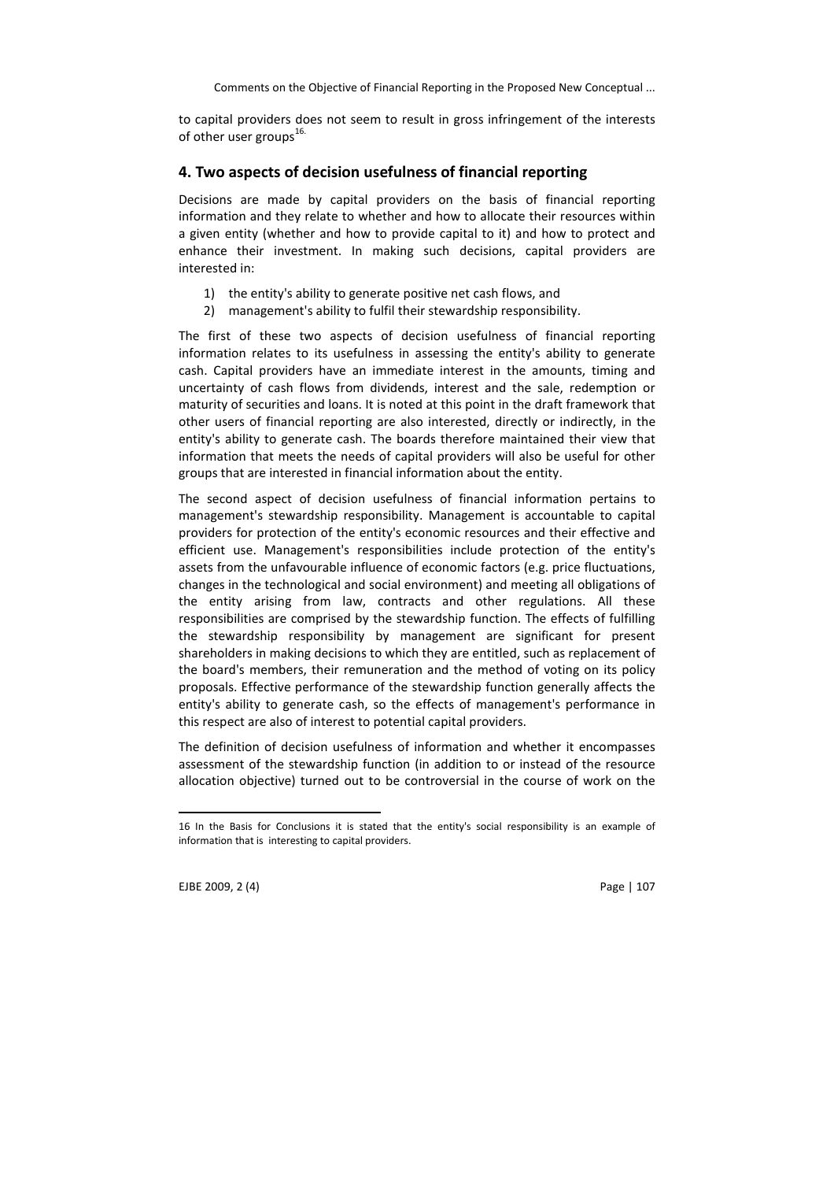to capital providers does not seem to result in gross infringement of the interests of other user groups[16].

## 4. Two aspects of decision usefulness of financial reporting

Decisions are made by capital providers on the basis of financial reporting information and they relate to whether and how to allocate their resources within a given entity (whether and how to provide capital to it) and how to protect and enhance their investment. In making such decisions, capital providers are interested in:

1) the entity's ability to generate positive net cash flows, and
2) management's ability to fulfil their stewardship responsibility.

The first of these two aspects of decision usefulness of financial reporting information relates to its usefulness in assessing the entity's ability to generate cash. Capital providers have an immediate interest in the amounts, timing and uncertainty of cash flows from dividends, interest and the sale, redemption or maturity of securities and loans. It is noted at this point in the draft framework that other users of financial reporting are also interested, directly or indirectly, in the entity's ability to generate cash. The boards therefore maintained their view that information that meets the needs of capital providers will also be useful for other groups that are interested in financial information about the entity.

The second aspect of decision usefulness of financial information pertains to management's stewardship responsibility. Management is accountable to capital providers for protection of the entity's economic resources and their effective and efficient use. Management's responsibilities include protection of the entity's assets from the unfavourable influence of economic factors (e.g. price fluctuations, changes in the technological and social environment) and meeting all obligations of the entity arising from law, contracts and other regulations. All these responsibilities are comprised by the stewardship function. The effects of fulfilling the stewardship responsibility by management are significant for present shareholders in making decisions to which they are entitled, such as replacement of the board's members, their remuneration and the method of voting on its policy proposals. Effective performance of the stewardship function generally affects the entity's ability to generate cash, so the effects of management's performance in this respect are also of interest to potential capital providers.

The definition of decision usefulness of information and whether it encompasses assessment of the stewardship function (in addition to or instead of the resource allocation objective) turned out to be controversial in the course of work on the

---

16 In the Basis for Conclusions it is stated that the entity's social responsibility is an example of information that is interesting to capital providers.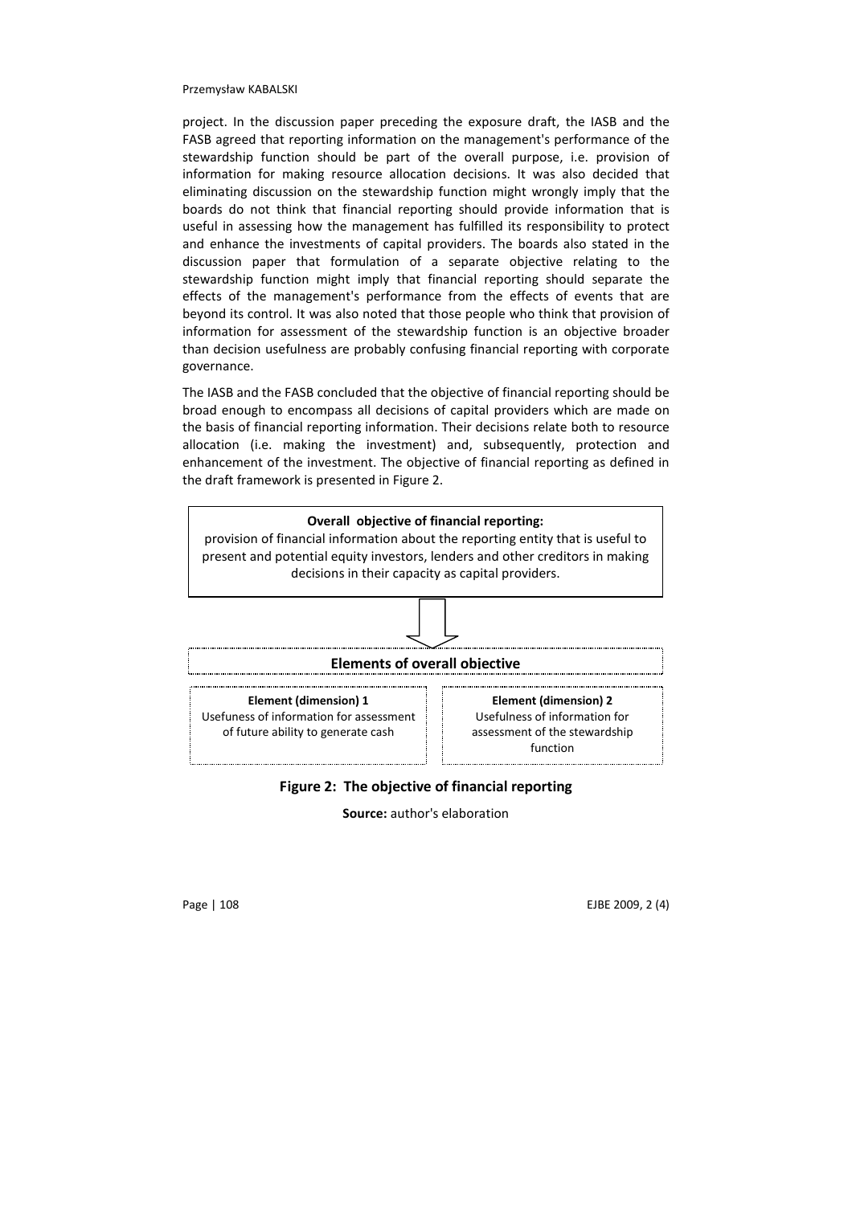project. In the discussion paper preceding the exposure draft, the IASB and the FASB agreed that reporting information on the management's performance of the stewardship function should be part of the overall purpose, i.e. provision of information for making resource allocation decisions. It was also decided that eliminating discussion on the stewardship function might wrongly imply that the boards do not think that financial reporting should provide information that is useful in assessing how the management has fulfilled its responsibility to protect and enhance the investments of capital providers. The boards also stated in the discussion paper that formulation of a separate objective relating to the stewardship function might imply that financial reporting should separate the effects of the management's performance from the effects of events that are beyond its control. It was also noted that those people who think that provision of information for assessment of the stewardship function is an objective broader than decision usefulness are probably confusing financial reporting with corporate governance.

The IASB and the FASB concluded that the objective of financial reporting should be broad enough to encompass all decisions of capital providers which are made on the basis of financial reporting information. Their decisions relate both to resource allocation (i.e. making the investment) and, subsequently, protection and enhancement of the investment. The objective of financial reporting as defined in the draft framework is presented in Figure 2.

**Overall objective of financial reporting:**
provision of financial information about the reporting entity that is useful to present and potential equity investors, lenders and other creditors in making decisions in their capacity as capital providers.

↓

**Elements of overall objective**

| **Element (dimension) 1** | **Element (dimension) 2** |
| --- | --- |
| Usefuness of information for assessment of future ability to generate cash | Usefulness of information for assessment of the stewardship function |

**Figure 2: The objective of financial reporting**

**Source:** author's elaboration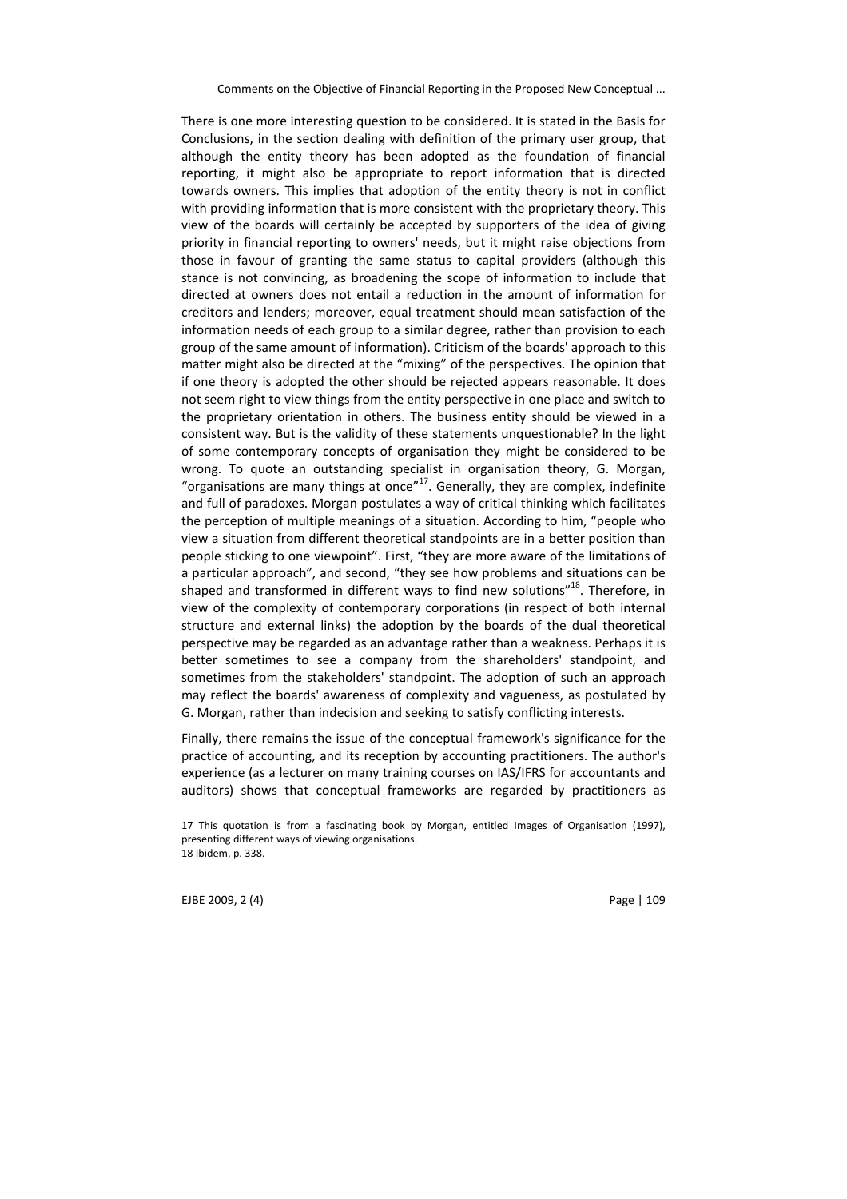There is one more interesting question to be considered. It is stated in the Basis for Conclusions, in the section dealing with definition of the primary user group, that although the entity theory has been adopted as the foundation of financial reporting, it might also be appropriate to report information that is directed towards owners. This implies that adoption of the entity theory is not in conflict with providing information that is more consistent with the proprietary theory. This view of the boards will certainly be accepted by supporters of the idea of giving priority in financial reporting to owners' needs, but it might raise objections from those in favour of granting the same status to capital providers (although this stance is not convincing, as broadening the scope of information to include that directed at owners does not entail a reduction in the amount of information for creditors and lenders; moreover, equal treatment should mean satisfaction of the information needs of each group to a similar degree, rather than provision to each group of the same amount of information). Criticism of the boards' approach to this matter might also be directed at the "mixing" of the perspectives. The opinion that if one theory is adopted the other should be rejected appears reasonable. It does not seem right to view things from the entity perspective in one place and switch to the proprietary orientation in others. The business entity should be viewed in a consistent way. But is the validity of these statements unquestionable? In the light of some contemporary concepts of organisation they might be considered to be wrong. To quote an outstanding specialist in organisation theory, G. Morgan, "organisations are many things at once"[17]. Generally, they are complex, indefinite and full of paradoxes. Morgan postulates a way of critical thinking which facilitates the perception of multiple meanings of a situation. According to him, "people who view a situation from different theoretical standpoints are in a better position than people sticking to one viewpoint". First, "they are more aware of the limitations of a particular approach", and second, "they see how problems and situations can be shaped and transformed in different ways to find new solutions"[18]. Therefore, in view of the complexity of contemporary corporations (in respect of both internal structure and external links) the adoption by the boards of the dual theoretical perspective may be regarded as an advantage rather than a weakness. Perhaps it is better sometimes to see a company from the shareholders' standpoint, and sometimes from the stakeholders' standpoint. The adoption of such an approach may reflect the boards' awareness of complexity and vagueness, as postulated by G. Morgan, rather than indecision and seeking to satisfy conflicting interests.

Finally, there remains the issue of the conceptual framework's significance for the practice of accounting, and its reception by accounting practitioners. The author's experience (as a lecturer on many training courses on IAS/IFRS for accountants and auditors) shows that conceptual frameworks are regarded by practitioners as

---

17 This quotation is from a fascinating book by Morgan, entitled Images of Organisation (1997), presenting different ways of viewing organisations.

18 Ibidem, p. 338.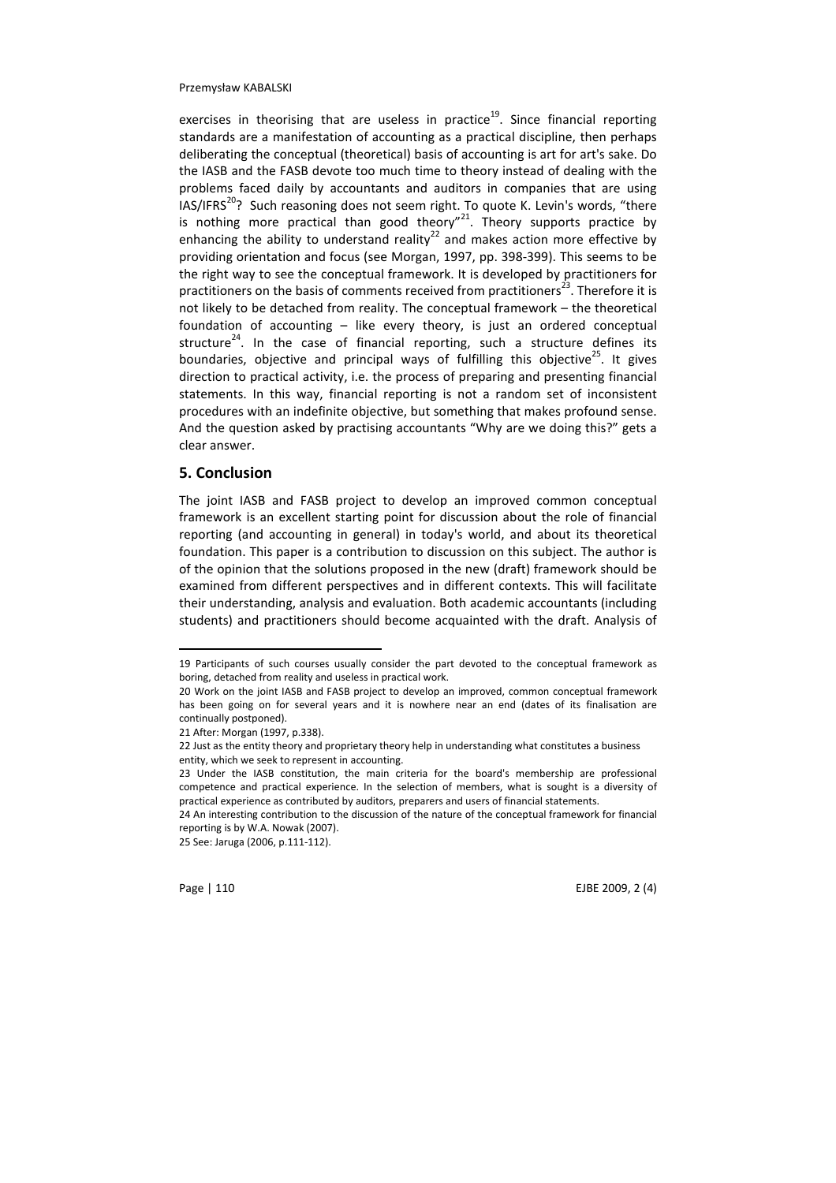exercises in theorising that are useless in practice[19]. Since financial reporting standards are a manifestation of accounting as a practical discipline, then perhaps deliberating the conceptual (theoretical) basis of accounting is art for art's sake. Do the IASB and the FASB devote too much time to theory instead of dealing with the problems faced daily by accountants and auditors in companies that are using IAS/IFRS[20]? Such reasoning does not seem right. To quote K. Levin's words, "there is nothing more practical than good theory"[21]. Theory supports practice by enhancing the ability to understand reality[22] and makes action more effective by providing orientation and focus (see Morgan, 1997, pp. 398-399). This seems to be the right way to see the conceptual framework. It is developed by practitioners for practitioners on the basis of comments received from practitioners[23]. Therefore it is not likely to be detached from reality. The conceptual framework – the theoretical foundation of accounting – like every theory, is just an ordered conceptual structure[24]. In the case of financial reporting, such a structure defines its boundaries, objective and principal ways of fulfilling this objective[25]. It gives direction to practical activity, i.e. the process of preparing and presenting financial statements. In this way, financial reporting is not a random set of inconsistent procedures with an indefinite objective, but something that makes profound sense. And the question asked by practising accountants "Why are we doing this?" gets a clear answer.

## 5. Conclusion

The joint IASB and FASB project to develop an improved common conceptual framework is an excellent starting point for discussion about the role of financial reporting (and accounting in general) in today's world, and about its theoretical foundation. This paper is a contribution to discussion on this subject. The author is of the opinion that the solutions proposed in the new (draft) framework should be examined from different perspectives and in different contexts. This will facilitate their understanding, analysis and evaluation. Both academic accountants (including students) and practitioners should become acquainted with the draft. Analysis of

---

19 Participants of such courses usually consider the part devoted to the conceptual framework as boring, detached from reality and useless in practical work.

20 Work on the joint IASB and FASB project to develop an improved, common conceptual framework has been going on for several years and it is nowhere near an end (dates of its finalisation are continually postponed).

21 After: Morgan (1997, p.338).

22 Just as the entity theory and proprietary theory help in understanding what constitutes a business entity, which we seek to represent in accounting.

23 Under the IASB constitution, the main criteria for the board's membership are professional competence and practical experience. In the selection of members, what is sought is a diversity of practical experience as contributed by auditors, preparers and users of financial statements.

24 An interesting contribution to the discussion of the nature of the conceptual framework for financial reporting is by W.A. Nowak (2007).

25 See: Jaruga (2006, p.111-112).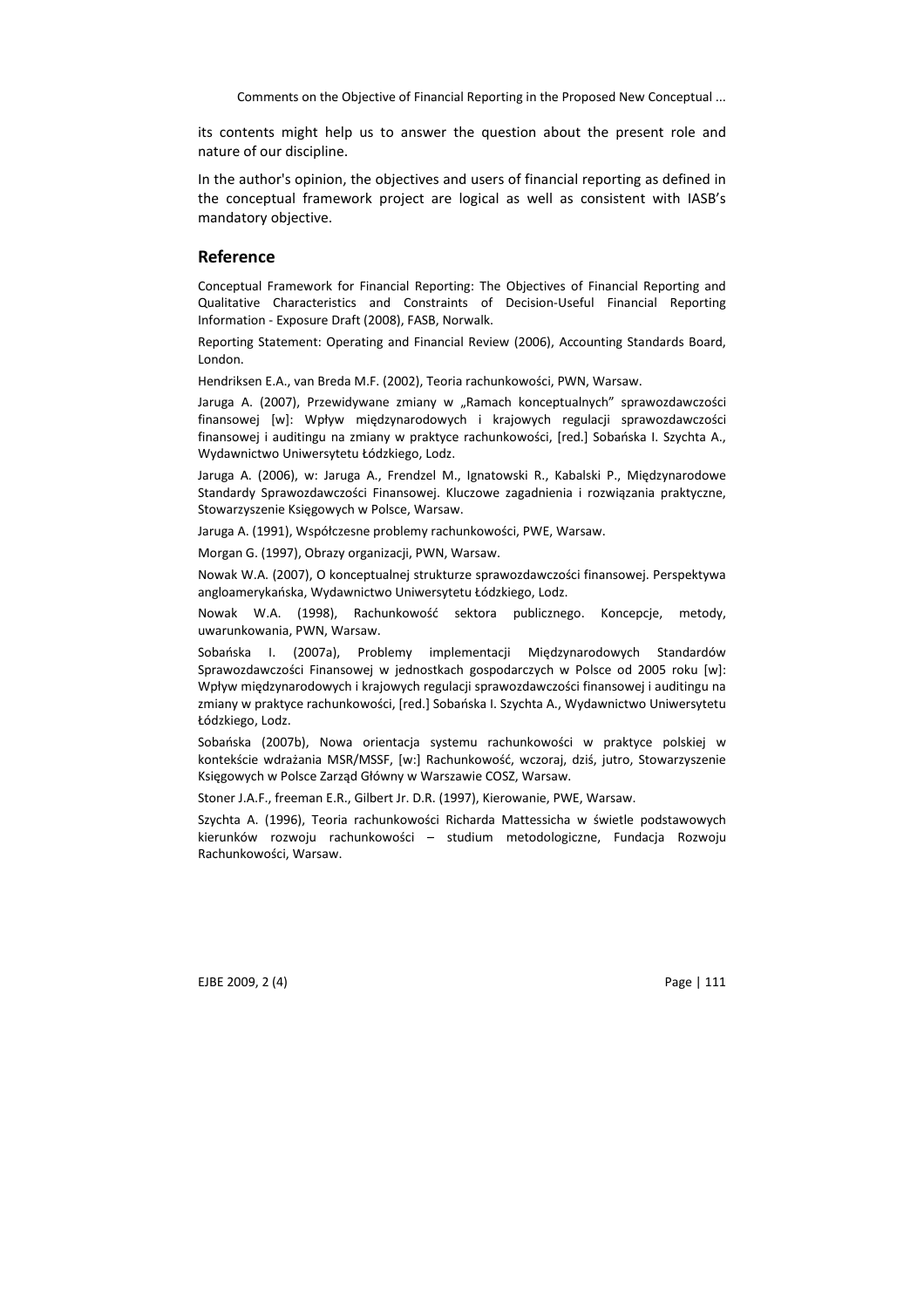its contents might help us to answer the question about the present role and nature of our discipline.

In the author's opinion, the objectives and users of financial reporting as defined in the conceptual framework project are logical as well as consistent with IASB's mandatory objective.

## Reference

Conceptual Framework for Financial Reporting: The Objectives of Financial Reporting and Qualitative Characteristics and Constraints of Decision-Useful Financial Reporting Information - Exposure Draft (2008), FASB, Norwalk.

Reporting Statement: Operating and Financial Review (2006), Accounting Standards Board, London.

Hendriksen E.A., van Breda M.F. (2002), Teoria rachunkowości, PWN, Warsaw.

Jaruga A. (2007), Przewidywane zmiany w „Ramach konceptualnych" sprawozdawczości finansowej [w]: Wpływ międzynarodowych i krajowych regulacji sprawozdawczości finansowej i auditingu na zmiany w praktyce rachunkowości, [red.] Sobańska I. Szychta A., Wydawnictwo Uniwersytetu Łódzkiego, Lodz.

Jaruga A. (2006), w: Jaruga A., Frendzel M., Ignatowski R., Kabalski P., Międzynarodowe Standardy Sprawozdawczości Finansowej. Kluczowe zagadnienia i rozwiązania praktyczne, Stowarzyszenie Księgowych w Polsce, Warsaw.

Jaruga A. (1991), Współczesne problemy rachunkowości, PWE, Warsaw.

Morgan G. (1997), Obrazy organizacji, PWN, Warsaw.

Nowak W.A. (2007), O konceptualnej strukturze sprawozdawczości finansowej. Perspektywa angloamerykańska, Wydawnictwo Uniwersytetu Łódzkiego, Lodz.

Nowak W.A. (1998), Rachunkowość sektora publicznego. Koncepcje, metody, uwarunkowania, PWN, Warsaw.

Sobańska I. (2007a), Problemy implementacji Międzynarodowych Standardów Sprawozdawczości Finansowej w jednostkach gospodarczych w Polsce od 2005 roku [w]: Wpływ międzynarodowych i krajowych regulacji sprawozdawczości finansowej i auditingu na zmiany w praktyce rachunkowości, [red.] Sobańska I. Szychta A., Wydawnictwo Uniwersytetu Łódzkiego, Lodz.

Sobańska (2007b), Nowa orientacja systemu rachunkowości w praktyce polskiej w kontekście wdrażania MSR/MSSF, [w:] Rachunkowość, wczoraj, dziś, jutro, Stowarzyszenie Księgowych w Polsce Zarząd Główny w Warszawie COSZ, Warsaw.

Stoner J.A.F., freeman E.R., Gilbert Jr. D.R. (1997), Kierowanie, PWE, Warsaw.

Szychta A. (1996), Teoria rachunkowości Richarda Mattessicha w świetle podstawowych kierunków rozwoju rachunkowości – studium metodologiczne, Fundacja Rozwoju Rachunkowości, Warsaw.